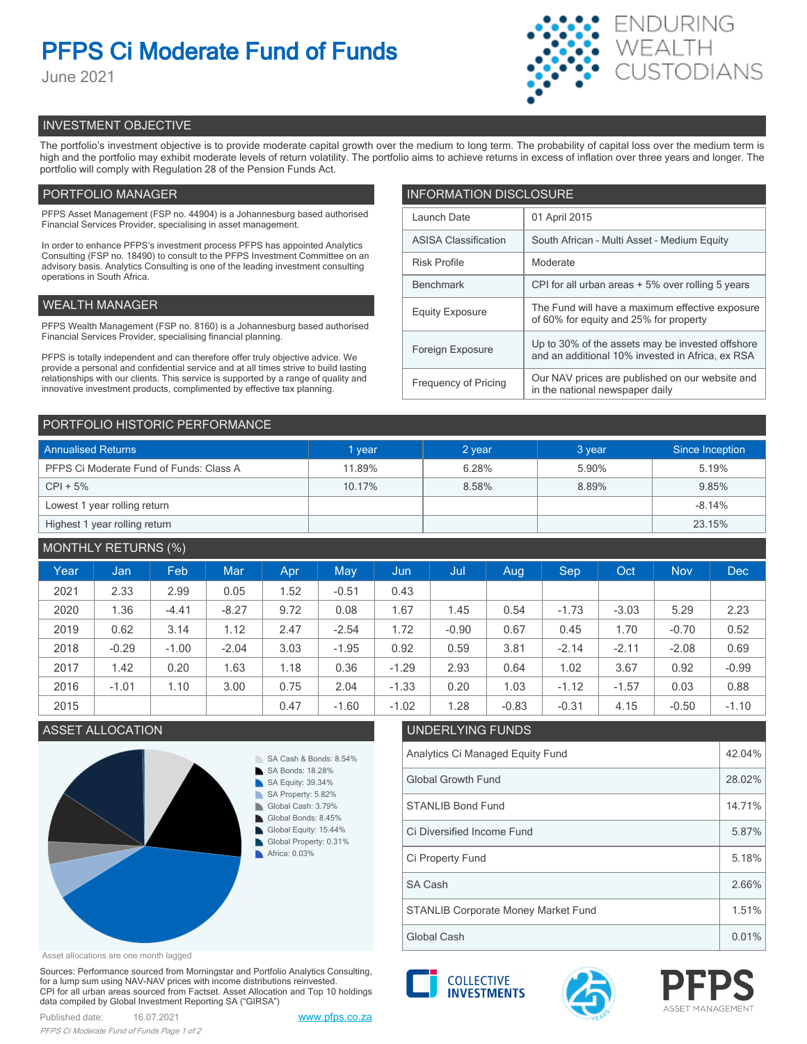# PFPS Ci Moderate Fund of Funds

June 2021

ENDURING WEALTH CUSTODIANS

## INVESTMENT OBJECTIVE

The portfolio's investment objective is to provide moderate capital growth over the medium to long term. The probability of capital loss over the medium term is high and the portfolio may exhibit moderate levels of return volatility. The portfolio aims to achieve returns in excess of inflation over three years and longer. The portfolio will comply with Regulation 28 of the Pension Funds Act.

## PORTFOLIO MANAGER

PFPS Asset Management (FSP no. 44904) is a Johannesburg based authorised Financial Services Provider, specialising in asset management.

In order to enhance PFPS's investment process PFPS has appointed Analytics Consulting (FSP no. 18490) to consult to the PFPS Investment Committee on an advisory basis. Analytics Consulting is one of the leading investment consulting operations in South Africa.

## WEALTH MANAGER

PFPS Wealth Management (FSP no. 8160) is a Johannesburg based authorised Financial Services Provider, specialising financial planning.

PFPS is totally independent and can therefore offer truly objective advice. We provide a personal and confidential service and at all times strive to build lasting relationships with our clients. This service is supported by a range of quality and innovative investment products, complimented by effective tax planning.

## INFORMATION DISCLOSURE

| | |
|---|---|
| Launch Date | 01 April 2015 |
| ASISA Classification | South African - Multi Asset - Medium Equity |
| Risk Profile | Moderate |
| Benchmark | CPI for all urban areas + 5% over rolling 5 years |
| Equity Exposure | The Fund will have a maximum effective exposure of 60% for equity and 25% for property |
| Foreign Exposure | Up to 30% of the assets may be invested offshore and an additional 10% invested in Africa, ex RSA |
| Frequency of Pricing | Our NAV prices are published on our website and in the national newspaper daily |

## PORTFOLIO HISTORIC PERFORMANCE

| Annualised Returns | 1 year | 2 year | 3 year | Since Inception |
|---|---|---|---|---|
| PFPS Ci Moderate Fund of Funds: Class A | 11.89% | 6.28% | 5.90% | 5.19% |
| CPI + 5% | 10.17% | 8.58% | 8.89% | 9.85% |
| Lowest 1 year rolling return | | | | -8.14% |
| Highest 1 year rolling return | | | | 23.15% |

## MONTHLY RETURNS (%)

| Year | Jan | Feb | Mar | Apr | May | Jun | Jul | Aug | Sep | Oct | Nov | Dec |
|---|---|---|---|---|---|---|---|---|---|---|---|---|
| 2021 | 2.33 | 2.99 | 0.05 | 1.52 | -0.51 | 0.43 | | | | | | |
| 2020 | 1.36 | -4.41 | -8.27 | 9.72 | 0.08 | 1.67 | 1.45 | 0.54 | -1.73 | -3.03 | 5.29 | 2.23 |
| 2019 | 0.62 | 3.14 | 1.12 | 2.47 | -2.54 | 1.72 | -0.90 | 0.67 | 0.45 | 1.70 | -0.70 | 0.52 |
| 2018 | -0.29 | -1.00 | -2.04 | 3.03 | -1.95 | 0.92 | 0.59 | 3.81 | -2.14 | -2.11 | -2.08 | 0.69 |
| 2017 | 1.42 | 0.20 | 1.63 | 1.18 | 0.36 | -1.29 | 2.93 | 0.64 | 1.02 | 3.67 | 0.92 | -0.99 |
| 2016 | -1.01 | 1.10 | 3.00 | 0.75 | 2.04 | -1.33 | 0.20 | 1.03 | -1.12 | -1.57 | 0.03 | 0.88 |
| 2015 | | | | 0.47 | -1.60 | -1.02 | 1.28 | -0.83 | -0.31 | 4.15 | -0.50 | -1.10 |

## ASSET ALLOCATION

- SA Cash & Bonds: 8.54%
- SA Bonds: 18.28%
- SA Equity: 39.34%
- SA Property: 5.82%
- Global Cash: 3.79%
- Global Bonds: 8.45%
- Global Equity: 15.44%
- Global Property: 0.31%
- Africa: 0.03%

Asset allocations are one month lagged

## UNDERLYING FUNDS

| | |
|---|---|
| Analytics Ci Managed Equity Fund | 42.04% |
| Global Growth Fund | 28.02% |
| STANLIB Bond Fund | 14.71% |
| Ci Diversified Income Fund | 5.87% |
| Ci Property Fund | 5.18% |
| SA Cash | 2.66% |
| STANLIB Corporate Money Market Fund | 1.51% |
| Global Cash | 0.01% |

Sources: Performance sourced from Morningstar and Portfolio Analytics Consulting, for a lump sum using NAV-NAV prices with income distributions reinvested. CPI for all urban areas sourced from Factset. Asset Allocation and Top 10 holdings data compiled by Global Investment Reporting SA ("GIRSA")

Published date: 16.07.2021

www.pfps.co.za

COLLECTIVE INVESTMENTS | PFPS ASSET MANAGEMENT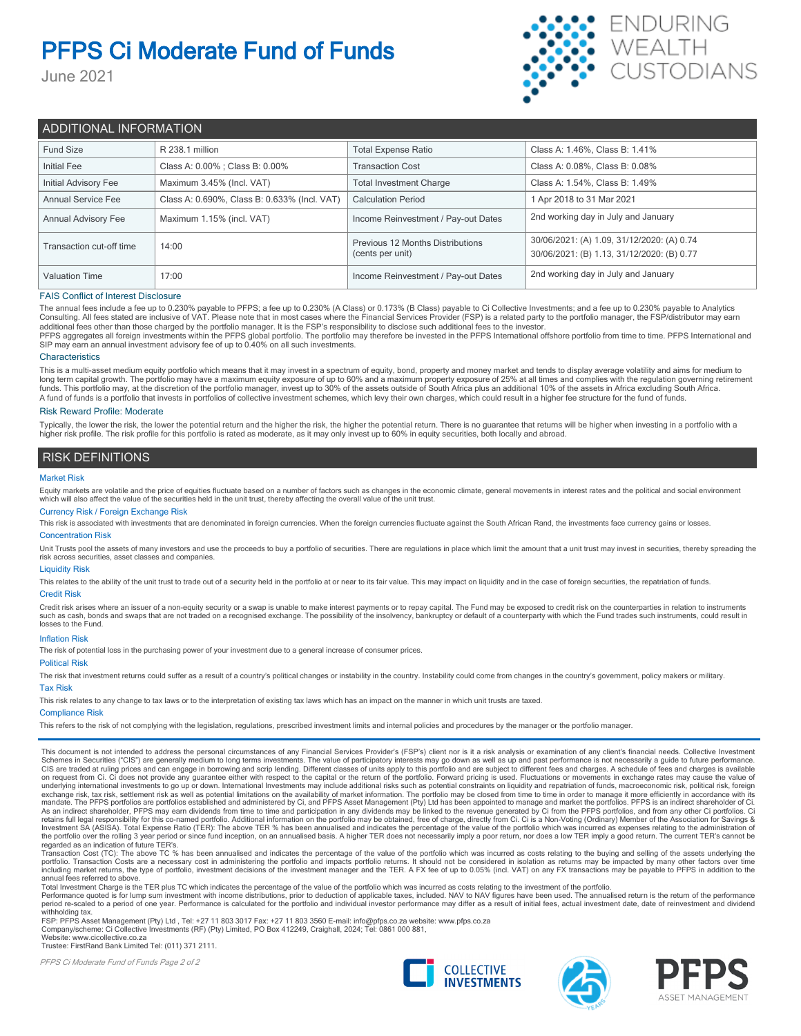# PFPS Ci Moderate Fund of Funds

June 2021

## ADDITIONAL INFORMATION

| | | | |
|---|---|---|---|
| Fund Size | R 238.1 million | Total Expense Ratio | Class A: 1.46%, Class B: 1.41% |
| Initial Fee | Class A: 0.00% ; Class B: 0.00% | Transaction Cost | Class A: 0.08%, Class B: 0.08% |
| Initial Advisory Fee | Maximum 3.45% (Incl. VAT) | Total Investment Charge | Class A: 1.54%, Class B: 1.49% |
| Annual Service Fee | Class A: 0.690%, Class B: 0.633% (Incl. VAT) | Calculation Period | 1 Apr 2018 to 31 Mar 2021 |
| Annual Advisory Fee | Maximum 1.15% (incl. VAT) | Income Reinvestment / Pay-out Dates | 2nd working day in July and January |
| Transaction cut-off time | 14:00 | Previous 12 Months Distributions (cents per unit) | 30/06/2021: (A) 1.09, 31/12/2020: (A) 0.74<br>30/06/2021: (B) 1.13, 31/12/2020: (B) 0.77 |
| Valuation Time | 17:00 | Income Reinvestment / Pay-out Dates | 2nd working day in July and January |

### FAIS Conflict of Interest Disclosure

The annual fees include a fee up to 0.230% payable to PFPS; a fee up to 0.230% (A Class) or 0.173% (B Class) payable to Ci Collective Investments; and a fee up to 0.230% payable to Analytics Consulting. All fees stated are inclusive of VAT. Please note that in most cases where the Financial Services Provider (FSP) is a related party to the portfolio manager, the FSP/distributor may earn additional fees other than those charged by the portfolio manager. It is the FSP's responsibility to disclose such additional fees to the investor.
PFPS aggregates all foreign investments within the PFPS global portfolio. The portfolio may therefore be invested in the PFPS International offshore portfolio from time to time. PFPS International and SIP may earn an annual investment advisory fee of up to 0.40% on all such investments.

### Characteristics

This is a multi-asset medium equity portfolio which means that it may invest in a spectrum of equity, bond, property and money market and tends to display average volatility and aims for medium to long term capital growth. The portfolio may have a maximum equity exposure of up to 60% and a maximum property exposure of 25% at all times and complies with the regulation governing retirement funds. This portfolio may, at the discretion of the portfolio manager, invest up to 30% of the assets outside of South Africa plus an additional 10% of the assets in Africa excluding South Africa.
A fund of funds is a portfolio that invests in portfolios of collective investment schemes, which levy their own charges, which could result in a higher fee structure for the fund of funds.

### Risk Reward Profile: Moderate

Typically, the lower the risk, the lower the potential return and the higher the risk, the higher the potential return. There is no guarantee that returns will be higher when investing in a portfolio with a higher risk profile. The risk profile for this portfolio is rated as moderate, as it may only invest up to 60% in equity securities, both locally and abroad.

## RISK DEFINITIONS

### Market Risk

Equity markets are volatile and the price of equities fluctuate based on a number of factors such as changes in the economic climate, general movements in interest rates and the political and social environment which will also affect the value of the securities held in the unit trust, thereby affecting the overall value of the unit trust.

### Currency Risk / Foreign Exchange Risk

This risk is associated with investments that are denominated in foreign currencies. When the foreign currencies fluctuate against the South African Rand, the investments face currency gains or losses.

### Concentration Risk

Unit Trusts pool the assets of many investors and use the proceeds to buy a portfolio of securities. There are regulations in place which limit the amount that a unit trust may invest in securities, thereby spreading the risk across securities, asset classes and companies.

### Liquidity Risk

This relates to the ability of the unit trust to trade out of a security held in the portfolio at or near to its fair value. This may impact on liquidity and in the case of foreign securities, the repatriation of funds.

### Credit Risk

Credit risk arises where an issuer of a non-equity security or a swap is unable to make interest payments or to repay capital. The Fund may be exposed to credit risk on the counterparties in relation to instruments such as cash, bonds and swaps that are not traded on a recognised exchange. The possibility of the insolvency, bankruptcy or default of a counterparty with which the Fund trades such instruments, could result in losses to the Fund.

### Inflation Risk

The risk of potential loss in the purchasing power of your investment due to a general increase of consumer prices.

### Political Risk

The risk that investment returns could suffer as a result of a country's political changes or instability in the country. Instability could come from changes in the country's government, policy makers or military.

### Tax Risk

This risk relates to any change to tax laws or to the interpretation of existing tax laws which has an impact on the manner in which unit trusts are taxed.

### Compliance Risk

This refers to the risk of not complying with the legislation, regulations, prescribed investment limits and internal policies and procedures by the manager or the portfolio manager.

This document is not intended to address the personal circumstances of any Financial Services Provider's (FSP's) client nor is it a risk analysis or examination of any client's financial needs. Collective Investment Schemes in Securities ("CIS") are generally medium to long terms investments. The value of participatory interests may go down as well as up and past performance is not necessarily a guide to future performance. CIS are traded at ruling prices and can engage in borrowing and scrip lending. Different classes of units apply to this portfolio and are subject to different fees and charges. A schedule of fees and charges is available on request from Ci. Ci does not provide any guarantee either with respect to the capital or the return of the portfolio. Forward pricing is used. Fluctuations or movements in exchange rates may cause the value of underlying international investments to go up or down. International Investments may include additional risks such as potential constraints on liquidity and repatriation of funds, macroeconomic risk, political risk, foreign exchange risk, tax risk, settlement risk as well as potential limitations on the availability of market information. The portfolio may be closed from time to time in order to manage it more efficiently in accordance with its mandate. The PFPS portfolios are portfolios established and administered by Ci, and PFPS Asset Management (Pty) Ltd has been appointed to manage and market the portfolios. PFPS is an indirect shareholder of Ci. As an indirect shareholder, PFPS may earn dividends from time to time and participation in any dividends may be linked to the revenue generated by Ci from the PFPS portfolios, and from any other Ci portfolios. Ci retains full legal responsibility for this co-named portfolio. Additional information on the portfolio may be obtained, free of charge, directly from Ci. Ci is a Non-Voting (Ordinary) Member of the Association for Savings & Investment SA (ASISA). Total Expense Ratio (TER): The above TER % has been annualised and indicates the percentage of the value of the portfolio which was incurred as expenses relating to the administration of the portfolio over the rolling 3 year period or since fund inception, on an annualised basis. A higher TER does not necessarily imply a poor return, nor does a low TER imply a good return. The current TER's cannot be regarded as an indication of future TER's.
Transaction Cost (TC): The above TC % has been annualised and indicates the percentage of the value of the portfolio which was incurred as costs relating to the buying and selling of the assets underlying the portfolio. Transaction Costs are a necessary cost in administering the portfolio and impacts portfolio returns. It should not be considered in isolation as returns may be impacted by many other factors over time including market returns, the type of portfolio, investment decisions of the investment manager and the TER. A FX fee of up to 0.05% (incl. VAT) on any FX transactions may be payable to PFPS in addition to the annual fees referred to above.
Total Investment Charge is the TER plus TC which indicates the percentage of the value of the portfolio which was incurred as costs relating to the investment of the portfolio.
Performance quoted is for lump sum investment with income distributions, prior to deduction of applicable taxes, included. NAV to NAV figures have been used. The annualised return is the return of the performance period re-scaled to a period of one year. Performance is calculated for the portfolio and individual investor performance may differ as a result of initial fees, actual investment date, date of reinvestment and dividend withholding tax.
FSP: PFPS Asset Management (Pty) Ltd , Tel: +27 11 803 3017 Fax: +27 11 803 3560 E-mail: info@pfps.co.za website: www.pfps.co.za
Company/scheme: Ci Collective Investments (RF) (Pty) Limited, PO Box 412249, Craighall, 2024; Tel: 0861 000 881,
Website: www.cicollective.co.za
Trustee: FirstRand Bank Limited Tel: (011) 371 2111.